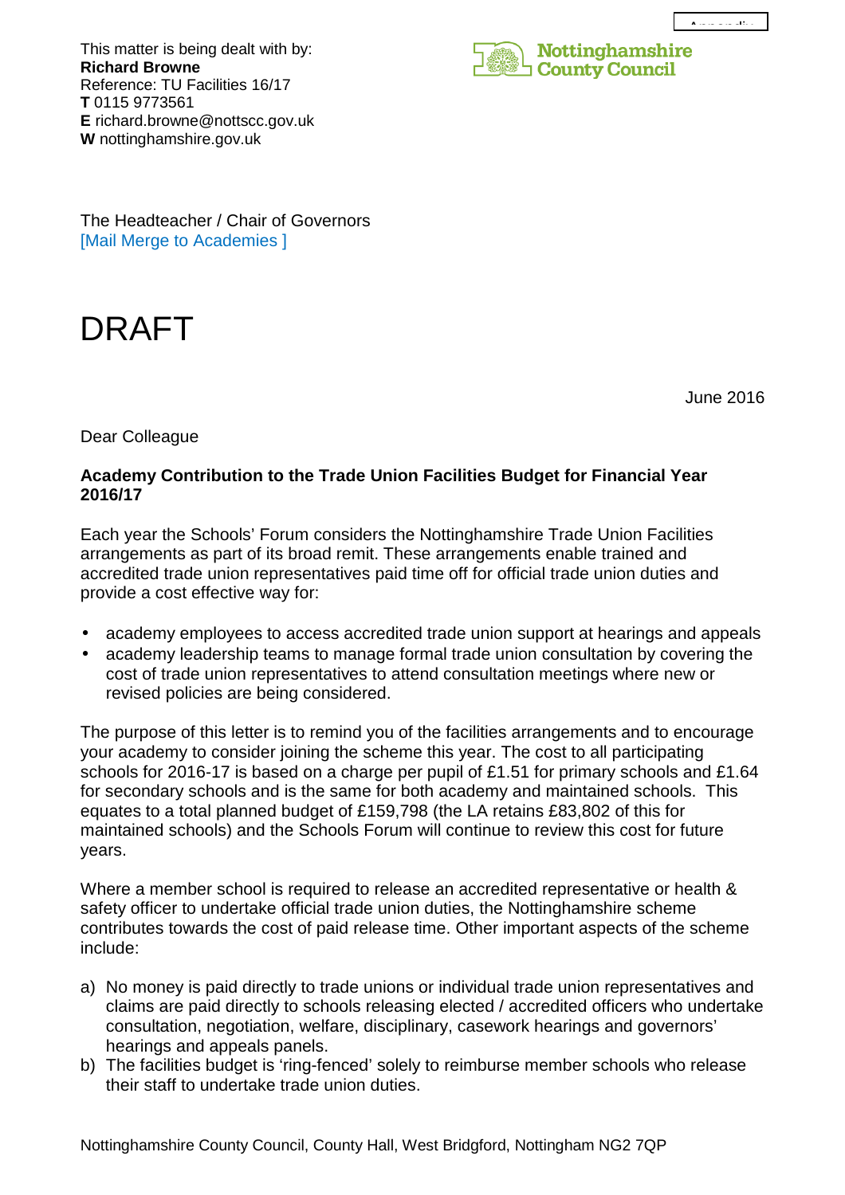This matter is being dealt with by:
**Richard Browne**
Reference: TU Facilities 16/17
**T** 0115 9773561
**E** richard.browne@nottscc.gov.uk
**W** nottinghamshire.gov.uk

Nottinghamshire County Council

The Headteacher / Chair of Governors
[Mail Merge to Academies ]

# DRAFT

June 2016

Dear Colleague

**Academy Contribution to the Trade Union Facilities Budget for Financial Year 2016/17**

Each year the Schools' Forum considers the Nottinghamshire Trade Union Facilities arrangements as part of its broad remit. These arrangements enable trained and accredited trade union representatives paid time off for official trade union duties and provide a cost effective way for:

- academy employees to access accredited trade union support at hearings and appeals
- academy leadership teams to manage formal trade union consultation by covering the cost of trade union representatives to attend consultation meetings where new or revised policies are being considered.

The purpose of this letter is to remind you of the facilities arrangements and to encourage your academy to consider joining the scheme this year. The cost to all participating schools for 2016-17 is based on a charge per pupil of £1.51 for primary schools and £1.64 for secondary schools and is the same for both academy and maintained schools. This equates to a total planned budget of £159,798 (the LA retains £83,802 of this for maintained schools) and the Schools Forum will continue to review this cost for future years.

Where a member school is required to release an accredited representative or health & safety officer to undertake official trade union duties, the Nottinghamshire scheme contributes towards the cost of paid release time. Other important aspects of the scheme include:

a) No money is paid directly to trade unions or individual trade union representatives and claims are paid directly to schools releasing elected / accredited officers who undertake consultation, negotiation, welfare, disciplinary, casework hearings and governors' hearings and appeals panels.
b) The facilities budget is 'ring-fenced' solely to reimburse member schools who release their staff to undertake trade union duties.

Nottinghamshire County Council, County Hall, West Bridgford, Nottingham NG2 7QP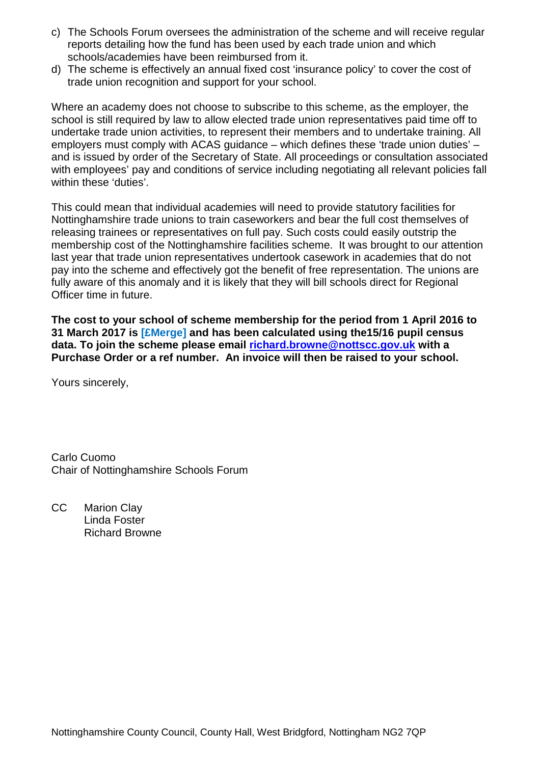c) The Schools Forum oversees the administration of the scheme and will receive regular reports detailing how the fund has been used by each trade union and which schools/academies have been reimbursed from it.
d) The scheme is effectively an annual fixed cost 'insurance policy' to cover the cost of trade union recognition and support for your school.

Where an academy does not choose to subscribe to this scheme, as the employer, the school is still required by law to allow elected trade union representatives paid time off to undertake trade union activities, to represent their members and to undertake training. All employers must comply with ACAS guidance – which defines these 'trade union duties' – and is issued by order of the Secretary of State. All proceedings or consultation associated with employees' pay and conditions of service including negotiating all relevant policies fall within these 'duties'.

This could mean that individual academies will need to provide statutory facilities for Nottinghamshire trade unions to train caseworkers and bear the full cost themselves of releasing trainees or representatives on full pay. Such costs could easily outstrip the membership cost of the Nottinghamshire facilities scheme. It was brought to our attention last year that trade union representatives undertook casework in academies that do not pay into the scheme and effectively got the benefit of free representation. The unions are fully aware of this anomaly and it is likely that they will bill schools direct for Regional Officer time in future.

**The cost to your school of scheme membership for the period from 1 April 2016 to 31 March 2017 is [£Merge] and has been calculated using the15/16 pupil census data. To join the scheme please email richard.browne@nottscc.gov.uk with a Purchase Order or a ref number. An invoice will then be raised to your school.**

Yours sincerely,

Carlo Cuomo
Chair of Nottinghamshire Schools Forum

CC Marion Clay
Linda Foster
Richard Browne

Nottinghamshire County Council, County Hall, West Bridgford, Nottingham NG2 7QP